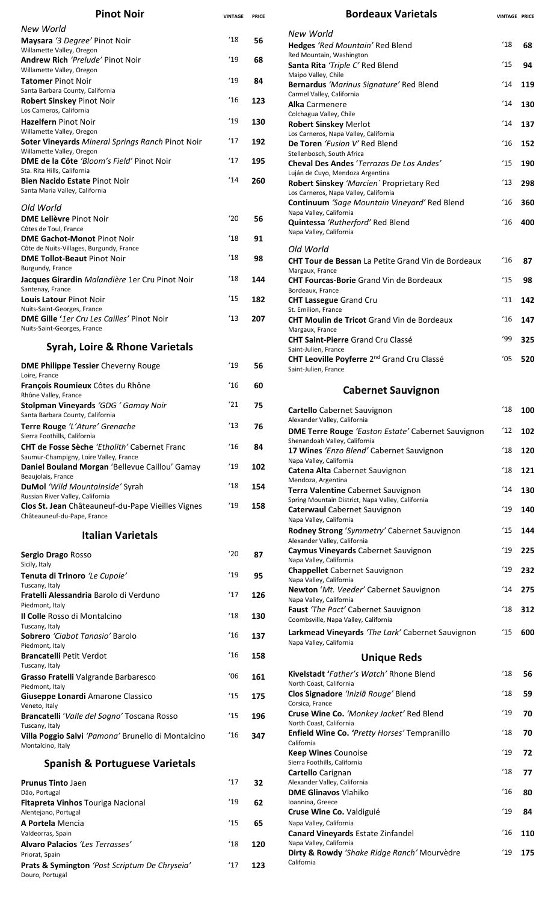## Pinot Noir

| | Vintage | Price |
|---|---|---|
| *New World* | | |
| **Maysara** *'3 Degree'* Pinot Noir<br>Willamette Valley, Oregon | '18 | 56 |
| **Andrew Rich** *'Prelude'* Pinot Noir<br>Willamette Valley, Oregon | '19 | 68 |
| **Tatomer** Pinot Noir<br>Santa Barbara County, California | '19 | 84 |
| **Robert Sinskey** Pinot Noir<br>Los Carneros, California | '16 | 123 |
| **Hazelfern** Pinot Noir<br>Willamette Valley, Oregon | '19 | 130 |
| **Soter Vineyards** *Mineral Springs Ranch* Pinot Noir<br>Willamette Valley, Oregon | '17 | 192 |
| **DME de la Côte** *'Bloom's Field'* Pinot Noir<br>Sta. Rita Hills, California | '17 | 195 |
| **Bien Nacido Estate** Pinot Noir<br>Santa Maria Valley, California | '14 | 260 |
| *Old World* | | |
| **DME Lelièvre** Pinot Noir<br>Côtes de Toul, France | '20 | 56 |
| **DME Gachot-Monot** Pinot Noir<br>Côte de Nuits-Villages, Burgundy, France | '18 | 91 |
| **DME Tollot-Beaut** Pinot Noir<br>Burgundy, France | '18 | 98 |
| **Jacques Girardin** *Malandière* 1er Cru Pinot Noir<br>Santenay, France | '18 | 144 |
| **Louis Latour** Pinot Noir<br>Nuits-Saint-Georges, France | '15 | 182 |
| **DME Gille** *'1er Cru Les Cailles'* Pinot Noir<br>Nuits-Saint-Georges, France | '13 | 207 |

## Syrah, Loire & Rhone Varietals

| | Vintage | Price |
|---|---|---|
| **DME Philippe Tessier** Cheverny Rouge<br>Loire, France | '19 | 56 |
| **François Roumieux** Côtes du Rhône<br>Rhône Valley, France | '16 | 60 |
| **Stolpman Vineyards** *'GDG ' Gamay Noir*<br>Santa Barbara County, California | '21 | 75 |
| **Terre Rouge** *'L'Ature' Grenache*<br>Sierra Foothills, California | '13 | 76 |
| **CHT de Fosse Sèche** *'Etholith'* Cabernet Franc<br>Saumur-Champigny, Loire Valley, France | '16 | 84 |
| **Daniel Bouland Morgan** 'Bellevue Caillou' Gamay<br>Beaujolais, France | '19 | 102 |
| **DuMol** *'Wild Mountainside'* Syrah<br>Russian River Valley, California | '18 | 154 |
| **Clos St. Jean** Châteauneuf-du-Pape Vieilles Vignes<br>Châteauneuf-du-Pape, France | '19 | 158 |

## Italian Varietals

| | Vintage | Price |
|---|---|---|
| **Sergio Drago** Rosso<br>Sicily, Italy | '20 | 87 |
| **Tenuta di Trinoro** *'Le Cupole'*<br>Tuscany, Italy | '19 | 95 |
| **Fratelli Alessandria** Barolo di Verduno<br>Piedmont, Italy | '17 | 126 |
| **Il Colle** Rosso di Montalcino<br>Tuscany, Italy | '18 | 130 |
| **Sobrero** *'Ciabot Tanasio'* Barolo<br>Piedmont, Italy | '16 | 137 |
| **Brancatelli** Petit Verdot<br>Tuscany, Italy | '16 | 158 |
| **Grasso Fratelli** Valgrande Barbaresco<br>Piedmont, Italy | '06 | 161 |
| **Giuseppe Lonardi** Amarone Classico<br>Veneto, Italy | '15 | 175 |
| **Brancatelli** *'Valle del Sogno'* Toscana Rosso<br>Tuscany, Italy | '15 | 196 |
| **Villa Poggio Salvi** *'Pamona'* Brunello di Montalcino<br>Montalcino, Italy | '16 | 347 |

## Spanish & Portuguese Varietals

| | Vintage | Price |
|---|---|---|
| **Prunus Tinto** Jaen<br>Dão, Portugal | '17 | 32 |
| **Fitapreta Vinhos** Touriga Nacional<br>Alentejano, Portugal | '19 | 62 |
| **A Portela** Mencia<br>Valdeorras, Spain | '15 | 65 |
| **Alvaro Palacios** *'Les Terrasses'*<br>Priorat, Spain | '18 | 120 |
| **Prats & Symington** *'Post Scriptum De Chryseia'*<br>Douro, Portugal | '17 | 123 |

## Bordeaux Varietals

| | Vintage | Price |
|---|---|---|
| *New World* | | |
| **Hedges** *'Red Mountain'* Red Blend<br>Red Mountain, Washington | '18 | 68 |
| **Santa Rita** *'Triple C'* Red Blend<br>Maipo Valley, Chile | '15 | 94 |
| **Bernardus** *'Marinus Signature'* Red Blend<br>Carmel Valley, California | '14 | 119 |
| **Alka** Carmenere<br>Colchagua Valley, Chile | '14 | 130 |
| **Robert Sinskey** Merlot<br>Los Carneros, Napa Valley, California | '14 | 137 |
| **De Toren** *'Fusion V'* Red Blend<br>Stellenbosch, South Africa | '16 | 152 |
| **Cheval Des Andes** *'Terrazas De Los Andes'*<br>Luján de Cuyo, Mendoza Argentina | '15 | 190 |
| **Robert Sinskey** *'Marcien'* Proprietary Red<br>Los Carneros, Napa Valley, California | '13 | 298 |
| **Continuum** *'Sage Mountain Vineyard'* Red Blend<br>Napa Valley, California | '16 | 360 |
| **Quintessa** *'Rutherford'* Red Blend<br>Napa Valley, California | '16 | 400 |
| *Old World* | | |
| **CHT Tour de Bessan** La Petite Grand Vin de Bordeaux<br>Margaux, France | '16 | 87 |
| **CHT Fourcas-Borie** Grand Vin de Bordeaux<br>Bordeaux, France | '15 | 98 |
| **CHT Lassegue** Grand Cru<br>St. Emilion, France | '11 | 142 |
| **CHT Moulin de Tricot** Grand Vin de Bordeaux<br>Margaux, France | '16 | 147 |
| **CHT Saint-Pierre** Grand Cru Classé<br>Saint-Julien, France | '99 | 325 |
| **CHT Leoville Poyferre** 2nd Grand Cru Classé<br>Saint-Julien, France | '05 | 520 |

## Cabernet Sauvignon

| | Vintage | Price |
|---|---|---|
| **Cartello** Cabernet Sauvignon<br>Alexander Valley, California | '18 | 100 |
| **DME Terre Rouge** *'Easton Estate'* Cabernet Sauvignon<br>Shenandoah Valley, California | '12 | 102 |
| **17 Wines** *'Enzo Blend'* Cabernet Sauvignon<br>Napa Valley, California | '18 | 120 |
| **Catena Alta** Cabernet Sauvignon<br>Mendoza, Argentina | '18 | 121 |
| **Terra Valentine** Cabernet Sauvignon<br>Spring Mountain District, Napa Valley, California | '14 | 130 |
| **Caterwaul** Cabernet Sauvignon<br>Napa Valley, California | '19 | 140 |
| **Rodney Strong** *'Symmetry'* Cabernet Sauvignon<br>Alexander Valley, California | '15 | 144 |
| **Caymus Vineyards** Cabernet Sauvignon<br>Napa Valley, California | '19 | 225 |
| **Chappellet** Cabernet Sauvignon<br>Napa Valley, California | '19 | 232 |
| **Newton** *'Mt. Veeder'* Cabernet Sauvignon<br>Napa Valley, California | '14 | 275 |
| **Faust** *'The Pact'* Cabernet Sauvignon<br>Coombsville, Napa Valley, California | '18 | 312 |
| **Larkmead Vineyards** *'The Lark'* Cabernet Sauvignon<br>Napa Valley, California | '15 | 600 |

## Unique Reds

| | Vintage | Price |
|---|---|---|
| **Kivelstadt** *'Father's Watch'* Rhone Blend<br>North Coast, California | '18 | 56 |
| **Clos Signadore** *'Inizià Rouge'* Blend<br>Corsica, France | '18 | 59 |
| **Cruse Wine Co.** *'Monkey Jacket'* Red Blend<br>North Coast, California | '19 | 70 |
| **Enfield Wine Co.** *'Pretty Horses'* Tempranillo<br>California | '18 | 70 |
| **Keep Wines** Counoise<br>Sierra Foothills, California | '19 | 72 |
| **Cartello** Carignan<br>Alexander Valley, California | '18 | 77 |
| **DME Glinavos** Vlahiko<br>Ioannina, Greece | '16 | 80 |
| **Cruse Wine Co.** Valdiguié<br>Napa Valley, California | '19 | 84 |
| **Canard Vineyards** Estate Zinfandel<br>Napa Valley, California | '16 | 110 |
| **Dirty & Rowdy** *'Shake Ridge Ranch'* Mourvèdre<br>California | '19 | 175 |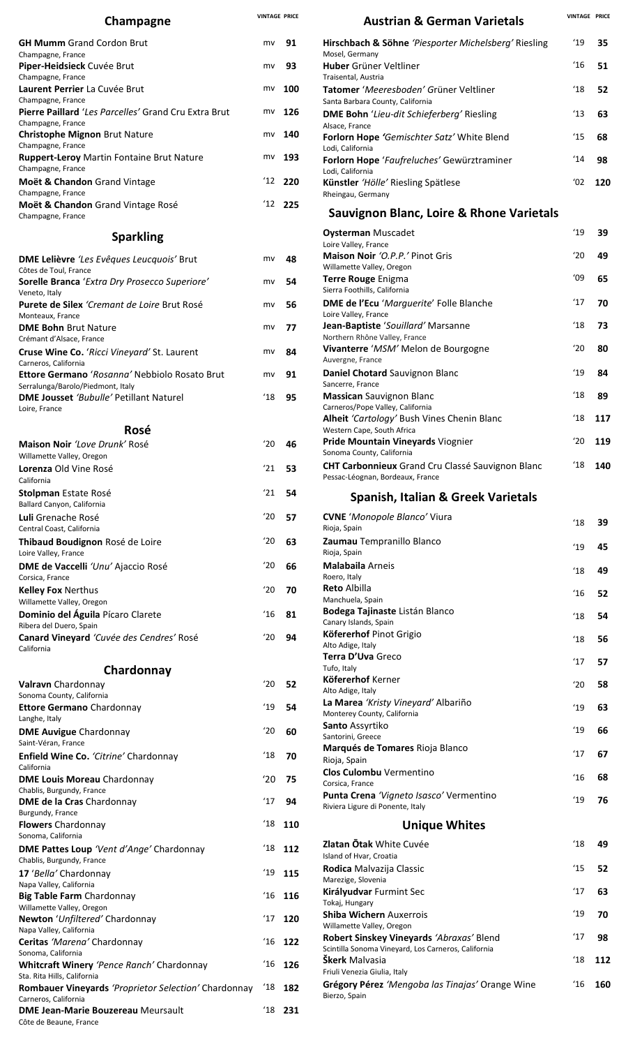## Champagne

| | VINTAGE | PRICE |
| --- | --- | --- |
| **GH Mumm** Grand Cordon Brut<br>Champagne, France | mv | **91** |
| **Piper-Heidsieck** Cuvée Brut<br>Champagne, France | mv | **93** |
| **Laurent Perrier** La Cuvée Brut<br>Champagne, France | mv | **100** |
| **Pierre Paillard** *'Les Parcelles'* Grand Cru Extra Brut<br>Champagne, France | mv | **126** |
| **Christophe Mignon** Brut Nature<br>Champagne, France | mv | **140** |
| **Ruppert-Leroy** Martin Fontaine Brut Nature<br>Champagne, France | mv | **193** |
| **Moët & Chandon** Grand Vintage<br>Champagne, France | '12 | **220** |
| **Moët & Chandon** Grand Vintage Rosé<br>Champagne, France | '12 | **225** |

## Sparkling

| | | |
| --- | --- | --- |
| **DME Lelièvre** *'Les Evêques Leucquois'* Brut<br>Côtes de Toul, France | mv | **48** |
| **Sorelle Branca** *'Extra Dry Prosecco Superiore'*<br>Veneto, Italy | mv | **54** |
| **Purete de Silex** *'Cremant de Loire* Brut Rosé<br>Monteaux, France | mv | **56** |
| **DME Bohn** Brut Nature<br>Crémant d'Alsace, France | mv | **77** |
| **Cruse Wine Co.** *'Ricci Vineyard'* St. Laurent<br>Carneros, California | mv | **84** |
| **Ettore Germano** *'Rosanna'* Nebbiolo Rosato Brut<br>Serralunga/Barolo/Piedmont, Italy | mv | **91** |
| **DME Jousset** *'Bubulle'* Petillant Naturel<br>Loire, France | '18 | **95** |

## Rosé

| | | |
| --- | --- | --- |
| **Maison Noir** *'Love Drunk'* Rosé<br>Willamette Valley, Oregon | '20 | **46** |
| **Lorenza** Old Vine Rosé<br>California | '21 | **53** |
| **Stolpman** Estate Rosé<br>Ballard Canyon, California | '21 | **54** |
| **Luli** Grenache Rosé<br>Central Coast, California | '20 | **57** |
| **Thibaud Boudignon** Rosé de Loire<br>Loire Valley, France | '20 | **63** |
| **DME de Vaccelli** *'Unu'* Ajaccio Rosé<br>Corsica, France | '20 | **66** |
| **Kelley Fox** Nerthus<br>Willamette Valley, Oregon | '20 | **70** |
| **Dominio del Águila** Pícaro Clarete<br>Ribera del Duero, Spain | '16 | **81** |
| **Canard Vineyard** *'Cuvée des Cendres'* Rosé<br>California | '20 | **94** |

## Chardonnay

| | | |
| --- | --- | --- |
| **Valravn** Chardonnay<br>Sonoma County, California | '20 | **52** |
| **Ettore Germano** Chardonnay<br>Langhe, Italy | '19 | **54** |
| **DME Auvigue** Chardonnay<br>Saint-Véran, France | '20 | **60** |
| **Enfield Wine Co.** *'Citrine'* Chardonnay<br>California | '18 | **70** |
| **DME Louis Moreau** Chardonnay<br>Chablis, Burgundy, France | '20 | **75** |
| **DME de la Cras** Chardonnay<br>Burgundy, France | '17 | **94** |
| **Flowers** Chardonnay<br>Sonoma, California | '18 | **110** |
| **DME Pattes Loup** *'Vent d'Ange'* Chardonnay<br>Chablis, Burgundy, France | '18 | **112** |
| **17** *'Bella'* Chardonnay<br>Napa Valley, California | '19 | **115** |
| **Big Table Farm** Chardonnay<br>Willamette Valley, Oregon | '16 | **116** |
| **Newton** *'Unfiltered'* Chardonnay<br>Napa Valley, California | '17 | **120** |
| **Ceritas** *'Marena'* Chardonnay<br>Sonoma, California | '16 | **122** |
| **Whitcraft Winery** *'Pence Ranch'* Chardonnay<br>Sta. Rita Hills, California | '16 | **126** |
| **Rombauer Vineyards** *'Proprietor Selection'* Chardonnay<br>Carneros, California | '18 | **182** |
| **DME Jean-Marie Bouzereau** Meursault<br>Côte de Beaune, France | '18 | **231** |

## Austrian & German Varietals

| | VINTAGE | PRICE |
| --- | --- | --- |
| **Hirschbach & Söhne** *'Piesporter Michelsberg'* Riesling<br>Mosel, Germany | '19 | **35** |
| **Huber** Grüner Veltliner<br>Traisental, Austria | '16 | **51** |
| **Tatomer** *'Meeresboden'* Grüner Veltliner<br>Santa Barbara County, California | '18 | **52** |
| **DME Bohn** *'Lieu-dit Schieferberg'* Riesling<br>Alsace, France | '13 | **63** |
| **Forlorn Hope** *'Gemischter Satz'* White Blend<br>Lodi, California | '15 | **68** |
| **Forlorn Hope** *'Faufreluches'* Gewürztraminer<br>Lodi, California | '14 | **98** |
| **Künstler** *'Hölle'* Riesling Spätlese<br>Rheingau, Germany | '02 | **120** |

## Sauvignon Blanc, Loire & Rhone Varietals

| | | |
| --- | --- | --- |
| **Oysterman** Muscadet<br>Loire Valley, France | '19 | **39** |
| **Maison Noir** *'O.P.P.'* Pinot Gris<br>Willamette Valley, Oregon | '20 | **49** |
| **Terre Rouge** Enigma<br>Sierra Foothills, California | '09 | **65** |
| **DME de l'Ecu** *'Marguerite'* Folle Blanche<br>Loire Valley, France | '17 | **70** |
| **Jean-Baptiste** *'Souillard'* Marsanne<br>Northern Rhône Valley, France | '18 | **73** |
| **Vivanterre** *'MSM'* Melon de Bourgogne<br>Auvergne, France | '20 | **80** |
| **Daniel Chotard** Sauvignon Blanc<br>Sancerre, France | '19 | **84** |
| **Massican** Sauvignon Blanc<br>Carneros/Pope Valley, California | '18 | **89** |
| **Alheit** *'Cartology'* Bush Vines Chenin Blanc<br>Western Cape, South Africa | '18 | **117** |
| **Pride Mountain Vineyards** Viognier<br>Sonoma County, California | '20 | **119** |
| **CHT Carbonnieux** Grand Cru Classé Sauvignon Blanc<br>Pessac-Léognan, Bordeaux, France | '18 | **140** |

## Spanish, Italian & Greek Varietals

| | | |
| --- | --- | --- |
| **CVNE** *'Monopole Blanco'* Viura<br>Rioja, Spain | '18 | **39** |
| **Zaumau** Tempranillo Blanco<br>Rioja, Spain | '19 | **45** |
| **Malabaila** Arneis<br>Roero, Italy | '18 | **49** |
| **Reto** Albilla<br>Manchuela, Spain | '16 | **52** |
| **Bodega Tajinaste** Listán Blanco<br>Canary Islands, Spain | '18 | **54** |
| **Köfererhof** Pinot Grigio<br>Alto Adige, Italy | '18 | **56** |
| **Terra D'Uva** Greco<br>Tufo, Italy | '17 | **57** |
| **Köfererhof** Kerner<br>Alto Adige, Italy | '20 | **58** |
| **La Marea** *'Kristy Vineyard'* Albariño<br>Monterey County, California | '19 | **63** |
| **Santo** Assyrtiko<br>Santorini, Greece | '19 | **66** |
| **Marqués de Tomares** Rioja Blanco<br>Rioja, Spain | '17 | **67** |
| **Clos Culombu** Vermentino<br>Corsica, France | '16 | **68** |
| **Punta Crena** *'Vigneto Isasco'* Vermentino<br>Riviera Ligure di Ponente, Italy | '19 | **76** |

## Unique Whites

| | | |
| --- | --- | --- |
| **Zlatan Ōtak** White Cuvée<br>Island of Hvar, Croatia | '18 | **49** |
| **Rodica** Malvazija Classic<br>Marezige, Slovenia | '15 | **52** |
| **Királyudvar** Furmint Sec<br>Tokaj, Hungary | '17 | **63** |
| **Shiba Wichern** Auxerrois<br>Willamette Valley, Oregon | '19 | **70** |
| **Robert Sinskey Vineyards** *'Abraxas'* Blend<br>Scintilla Sonoma Vineyard, Los Carneros, California | '17 | **98** |
| **Škerk** Malvasia<br>Friuli Venezia Giulia, Italy | '18 | **112** |
| **Grégory Pérez** *'Mengoba las Tinajas'* Orange Wine<br>Bierzo, Spain | '16 | **160** |